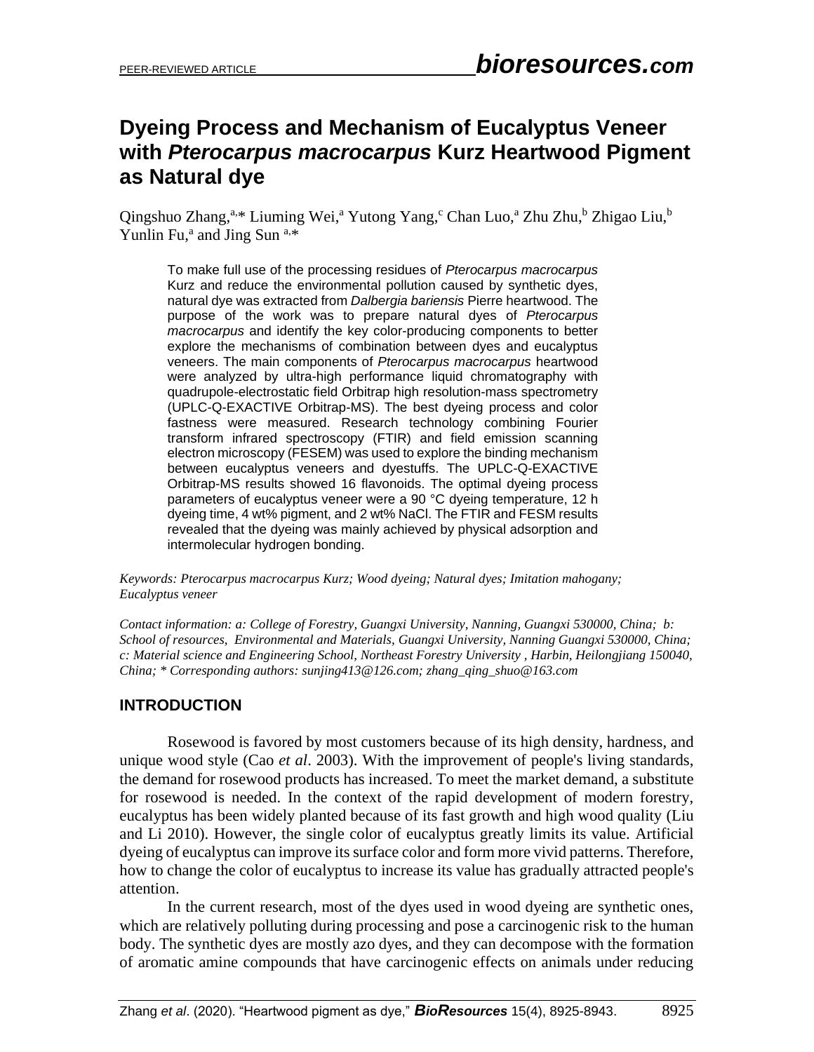# Dyeing Process and Mechanism of Eucalyptus Veneer with *Pterocarpus macrocarpus* Kurz Heartwood Pigment as Natural dye

Qingshuo Zhang,[a,*] Liuming Wei,[a] Yutong Yang,[c] Chan Luo,[a] Zhu Zhu,[b] Zhigao Liu,[b] Yunlin Fu,[a] and Jing Sun [a,*]

> To make full use of the processing residues of *Pterocarpus macrocarpus* Kurz and reduce the environmental pollution caused by synthetic dyes, natural dye was extracted from *Dalbergia bariensis* Pierre heartwood. The purpose of the work was to prepare natural dyes of *Pterocarpus macrocarpus* and identify the key color-producing components to better explore the mechanisms of combination between dyes and eucalyptus veneers. The main components of *Pterocarpus macrocarpus* heartwood were analyzed by ultra-high performance liquid chromatography with quadrupole-electrostatic field Orbitrap high resolution-mass spectrometry (UPLC-Q-EXACTIVE Orbitrap-MS). The best dyeing process and color fastness were measured. Research technology combining Fourier transform infrared spectroscopy (FTIR) and field emission scanning electron microscopy (FESEM) was used to explore the binding mechanism between eucalyptus veneers and dyestuffs. The UPLC-Q-EXACTIVE Orbitrap-MS results showed 16 flavonoids. The optimal dyeing process parameters of eucalyptus veneer were a 90 °C dyeing temperature, 12 h dyeing time, 4 wt% pigment, and 2 wt% NaCl. The FTIR and FESM results revealed that the dyeing was mainly achieved by physical adsorption and intermolecular hydrogen bonding.

*Keywords: Pterocarpus macrocarpus Kurz; Wood dyeing; Natural dyes; Imitation mahogany; Eucalyptus veneer*

*Contact information: a: College of Forestry, Guangxi University, Nanning, Guangxi 530000, China; b: School of resources, Environmental and Materials, Guangxi University, Nanning Guangxi 530000, China; c: Material science and Engineering School, Northeast Forestry University , Harbin, Heilongjiang 150040, China; * Corresponding authors: sunjing413@126.com; zhang_qing_shuo@163.com*

## INTRODUCTION

Rosewood is favored by most customers because of its high density, hardness, and unique wood style (Cao *et al*. 2003). With the improvement of people's living standards, the demand for rosewood products has increased. To meet the market demand, a substitute for rosewood is needed. In the context of the rapid development of modern forestry, eucalyptus has been widely planted because of its fast growth and high wood quality (Liu and Li 2010). However, the single color of eucalyptus greatly limits its value. Artificial dyeing of eucalyptus can improve its surface color and form more vivid patterns. Therefore, how to change the color of eucalyptus to increase its value has gradually attracted people's attention.

In the current research, most of the dyes used in wood dyeing are synthetic ones, which are relatively polluting during processing and pose a carcinogenic risk to the human body. The synthetic dyes are mostly azo dyes, and they can decompose with the formation of aromatic amine compounds that have carcinogenic effects on animals under reducing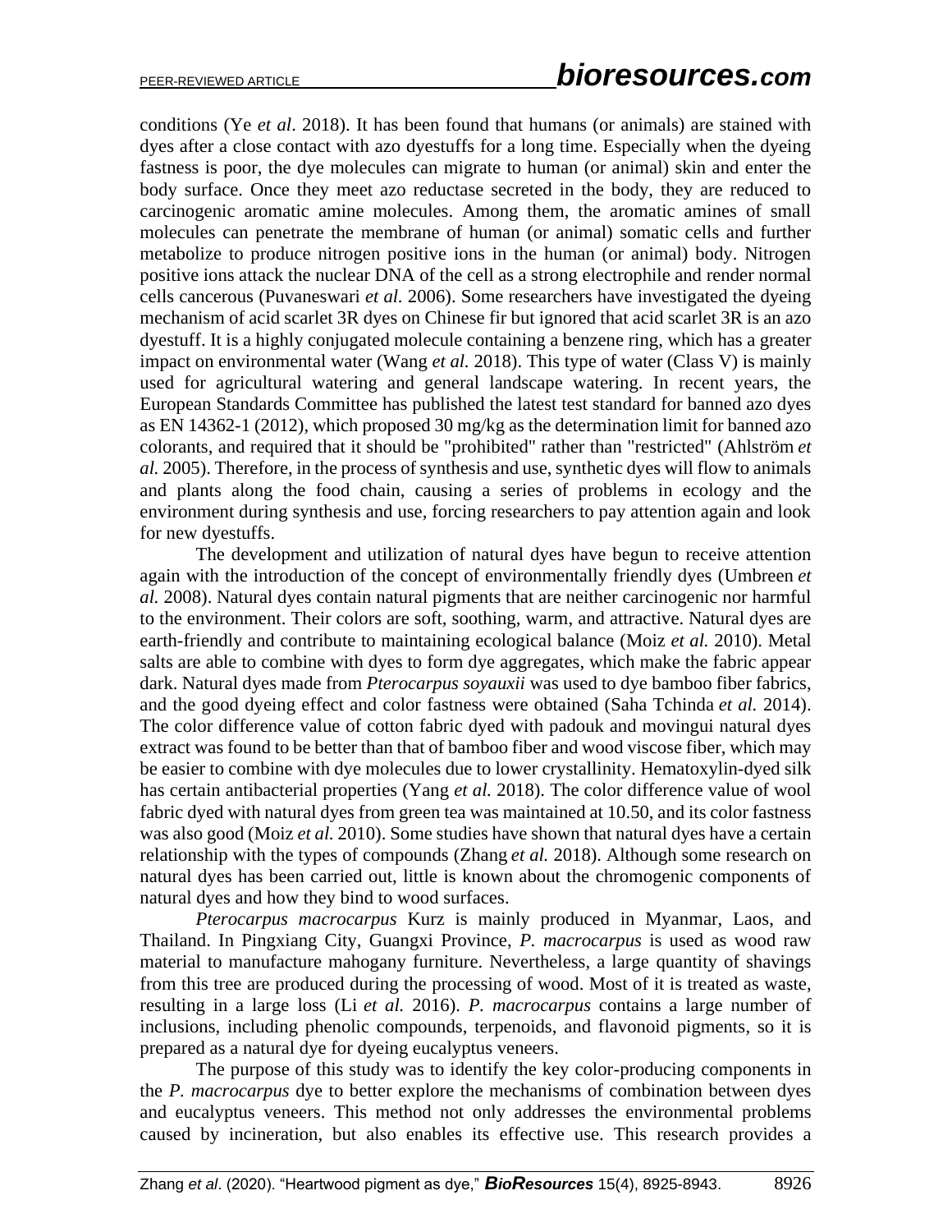conditions (Ye *et al*. 2018). It has been found that humans (or animals) are stained with dyes after a close contact with azo dyestuffs for a long time. Especially when the dyeing fastness is poor, the dye molecules can migrate to human (or animal) skin and enter the body surface. Once they meet azo reductase secreted in the body, they are reduced to carcinogenic aromatic amine molecules. Among them, the aromatic amines of small molecules can penetrate the membrane of human (or animal) somatic cells and further metabolize to produce nitrogen positive ions in the human (or animal) body. Nitrogen positive ions attack the nuclear DNA of the cell as a strong electrophile and render normal cells cancerous (Puvaneswari *et al.* 2006). Some researchers have investigated the dyeing mechanism of acid scarlet 3R dyes on Chinese fir but ignored that acid scarlet 3R is an azo dyestuff. It is a highly conjugated molecule containing a benzene ring, which has a greater impact on environmental water (Wang *et al.* 2018). This type of water (Class V) is mainly used for agricultural watering and general landscape watering. In recent years, the European Standards Committee has published the latest test standard for banned azo dyes as EN 14362-1 (2012), which proposed 30 mg/kg as the determination limit for banned azo colorants, and required that it should be "prohibited" rather than "restricted" (Ahlström *et al.* 2005). Therefore, in the process of synthesis and use, synthetic dyes will flow to animals and plants along the food chain, causing a series of problems in ecology and the environment during synthesis and use, forcing researchers to pay attention again and look for new dyestuffs.

The development and utilization of natural dyes have begun to receive attention again with the introduction of the concept of environmentally friendly dyes (Umbreen *et al.* 2008). Natural dyes contain natural pigments that are neither carcinogenic nor harmful to the environment. Their colors are soft, soothing, warm, and attractive. Natural dyes are earth-friendly and contribute to maintaining ecological balance (Moiz *et al.* 2010). Metal salts are able to combine with dyes to form dye aggregates, which make the fabric appear dark. Natural dyes made from *Pterocarpus soyauxii* was used to dye bamboo fiber fabrics, and the good dyeing effect and color fastness were obtained (Saha Tchinda *et al.* 2014). The color difference value of cotton fabric dyed with padouk and movingui natural dyes extract was found to be better than that of bamboo fiber and wood viscose fiber, which may be easier to combine with dye molecules due to lower crystallinity. Hematoxylin-dyed silk has certain antibacterial properties (Yang *et al.* 2018). The color difference value of wool fabric dyed with natural dyes from green tea was maintained at 10.50, and its color fastness was also good (Moiz *et al.* 2010). Some studies have shown that natural dyes have a certain relationship with the types of compounds (Zhang *et al.* 2018). Although some research on natural dyes has been carried out, little is known about the chromogenic components of natural dyes and how they bind to wood surfaces.

*Pterocarpus macrocarpus* Kurz is mainly produced in Myanmar, Laos, and Thailand. In Pingxiang City, Guangxi Province, *P. macrocarpus* is used as wood raw material to manufacture mahogany furniture. Nevertheless, a large quantity of shavings from this tree are produced during the processing of wood. Most of it is treated as waste, resulting in a large loss (Li *et al.* 2016). *P. macrocarpus* contains a large number of inclusions, including phenolic compounds, terpenoids, and flavonoid pigments, so it is prepared as a natural dye for dyeing eucalyptus veneers.

The purpose of this study was to identify the key color-producing components in the *P. macrocarpus* dye to better explore the mechanisms of combination between dyes and eucalyptus veneers. This method not only addresses the environmental problems caused by incineration, but also enables its effective use. This research provides a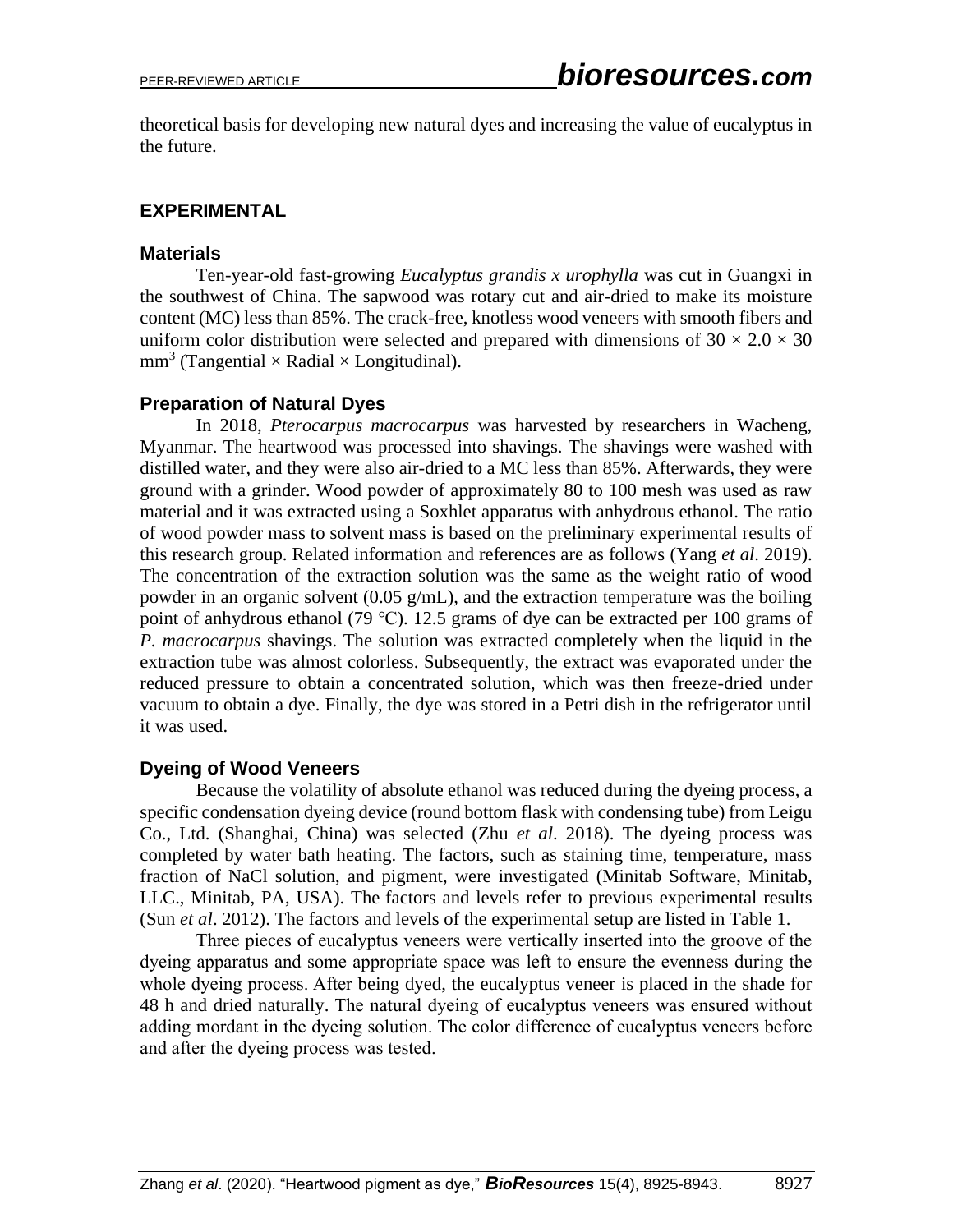theoretical basis for developing new natural dyes and increasing the value of eucalyptus in the future.

## EXPERIMENTAL

### Materials

Ten-year-old fast-growing *Eucalyptus grandis x urophylla* was cut in Guangxi in the southwest of China. The sapwood was rotary cut and air-dried to make its moisture content (MC) less than 85%. The crack-free, knotless wood veneers with smooth fibers and uniform color distribution were selected and prepared with dimensions of $30 \times 2.0 \times 30$ $mm^3$ (Tangential × Radial × Longitudinal).

### Preparation of Natural Dyes

In 2018, *Pterocarpus macrocarpus* was harvested by researchers in Wacheng, Myanmar. The heartwood was processed into shavings. The shavings were washed with distilled water, and they were also air-dried to a MC less than 85%. Afterwards, they were ground with a grinder. Wood powder of approximately 80 to 100 mesh was used as raw material and it was extracted using a Soxhlet apparatus with anhydrous ethanol. The ratio of wood powder mass to solvent mass is based on the preliminary experimental results of this research group. Related information and references are as follows (Yang *et al*. 2019). The concentration of the extraction solution was the same as the weight ratio of wood powder in an organic solvent (0.05 g/mL), and the extraction temperature was the boiling point of anhydrous ethanol (79 °C). 12.5 grams of dye can be extracted per 100 grams of *P. macrocarpus* shavings. The solution was extracted completely when the liquid in the extraction tube was almost colorless. Subsequently, the extract was evaporated under the reduced pressure to obtain a concentrated solution, which was then freeze-dried under vacuum to obtain a dye. Finally, the dye was stored in a Petri dish in the refrigerator until it was used.

### Dyeing of Wood Veneers

Because the volatility of absolute ethanol was reduced during the dyeing process, a specific condensation dyeing device (round bottom flask with condensing tube) from Leigu Co., Ltd. (Shanghai, China) was selected (Zhu *et al*. 2018). The dyeing process was completed by water bath heating. The factors, such as staining time, temperature, mass fraction of NaCl solution, and pigment, were investigated (Minitab Software, Minitab, LLC., Minitab, PA, USA). The factors and levels refer to previous experimental results (Sun *et al*. 2012). The factors and levels of the experimental setup are listed in Table 1.

Three pieces of eucalyptus veneers were vertically inserted into the groove of the dyeing apparatus and some appropriate space was left to ensure the evenness during the whole dyeing process. After being dyed, the eucalyptus veneer is placed in the shade for 48 h and dried naturally. The natural dyeing of eucalyptus veneers was ensured without adding mordant in the dyeing solution. The color difference of eucalyptus veneers before and after the dyeing process was tested.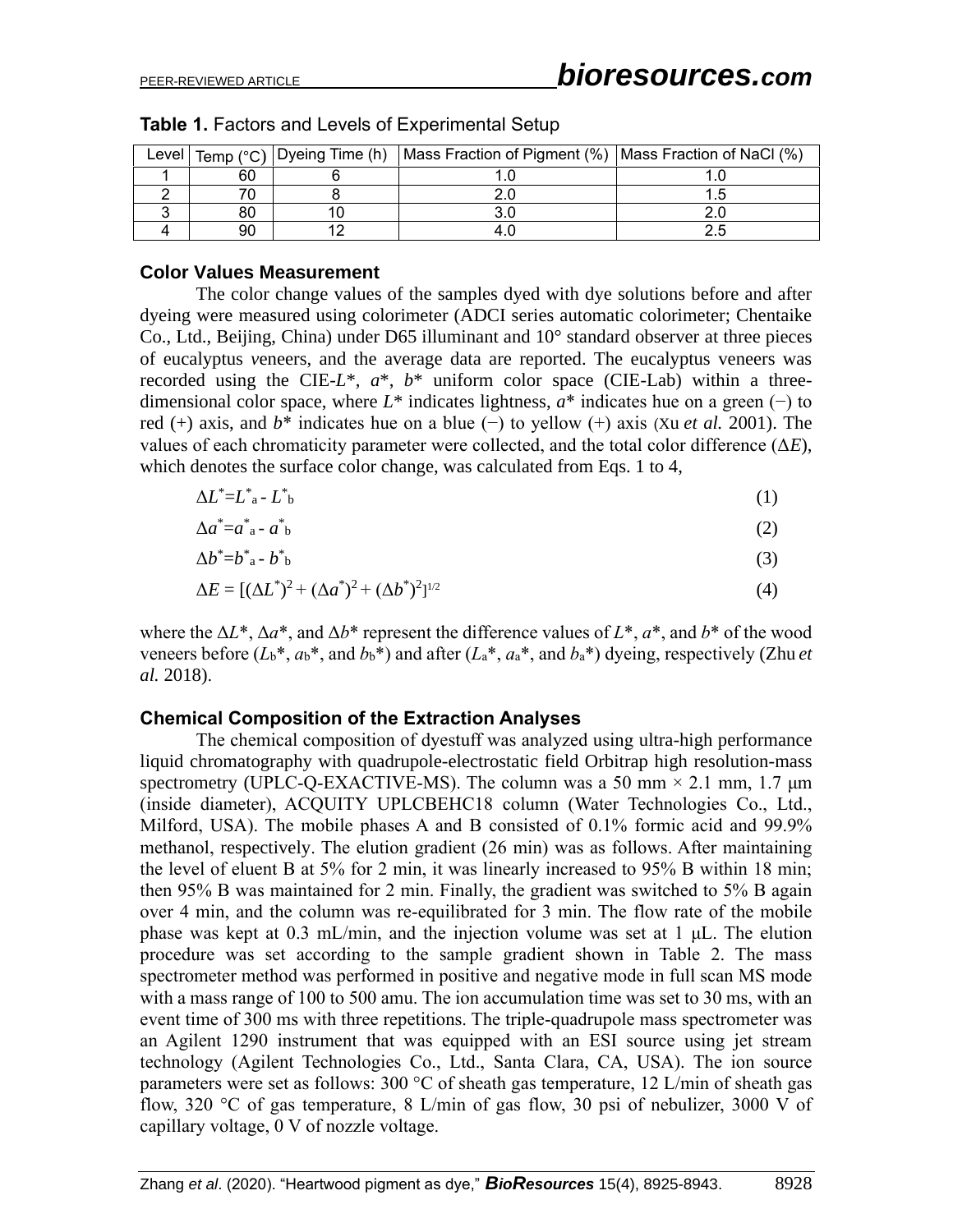**Table 1.** Factors and Levels of Experimental Setup

| Level | Temp (°C) | Dyeing Time (h) | Mass Fraction of Pigment (%) | Mass Fraction of NaCl (%) |
|---|---|---|---|---|
| 1 | 60 | 6 | 1.0 | 1.0 |
| 2 | 70 | 8 | 2.0 | 1.5 |
| 3 | 80 | 10 | 3.0 | 2.0 |
| 4 | 90 | 12 | 4.0 | 2.5 |

### Color Values Measurement

The color change values of the samples dyed with dye solutions before and after dyeing were measured using colorimeter (ADCI series automatic colorimeter; Chentaike Co., Ltd., Beijing, China) under D65 illuminant and 10° standard observer at three pieces of eucalyptus *v*eneers, and the average data are reported. The eucalyptus veneers was recorded using the CIE-$L^*$, $a^*$, $b^*$ uniform color space (CIE-Lab) within a three-dimensional color space, where $L^*$ indicates lightness, $a^*$ indicates hue on a green (−) to red (+) axis, and $b^*$ indicates hue on a blue (−) to yellow (+) axis (Xu *et al.* 2001). The values of each chromaticity parameter were collected, and the total color difference ($\Delta E$), which denotes the surface color change, was calculated from Eqs. 1 to 4,

$$\Delta L^* = L^*_a - L^*_b \tag{1}$$

$$\Delta a^* = a^*_a - a^*_b \tag{2}$$

$$\Delta b^* = b^*_a - b^*_b \tag{3}$$

$$\Delta E = [(\Delta L^*)^2 + (\Delta a^*)^2 + (\Delta b^*)^2]^{1/2} \tag{4}$$

where the $\Delta L^*$, $\Delta a^*$, and $\Delta b^*$ represent the difference values of $L^*$, $a^*$, and $b^*$ of the wood veneers before ($L_b^*$, $a_b^*$, and $b_b^*$) and after ($L_a^*$, $a_a^*$, and $b_a^*$) dyeing, respectively (Zhu *et al.* 2018).

### Chemical Composition of the Extraction Analyses

The chemical composition of dyestuff was analyzed using ultra-high performance liquid chromatography with quadrupole-electrostatic field Orbitrap high resolution-mass spectrometry (UPLC-Q-EXACTIVE-MS). The column was a 50 mm × 2.1 mm, 1.7 μm (inside diameter), ACQUITY UPLCBEHC18 column (Water Technologies Co., Ltd., Milford, USA). The mobile phases A and B consisted of 0.1% formic acid and 99.9% methanol, respectively. The elution gradient (26 min) was as follows. After maintaining the level of eluent B at 5% for 2 min, it was linearly increased to 95% B within 18 min; then 95% B was maintained for 2 min. Finally, the gradient was switched to 5% B again over 4 min, and the column was re-equilibrated for 3 min. The flow rate of the mobile phase was kept at 0.3 mL/min, and the injection volume was set at 1 μL. The elution procedure was set according to the sample gradient shown in Table 2. The mass spectrometer method was performed in positive and negative mode in full scan MS mode with a mass range of 100 to 500 amu. The ion accumulation time was set to 30 ms, with an event time of 300 ms with three repetitions. The triple-quadrupole mass spectrometer was an Agilent 1290 instrument that was equipped with an ESI source using jet stream technology (Agilent Technologies Co., Ltd., Santa Clara, CA, USA). The ion source parameters were set as follows: 300 °C of sheath gas temperature, 12 L/min of sheath gas flow, 320 °C of gas temperature, 8 L/min of gas flow, 30 psi of nebulizer, 3000 V of capillary voltage, 0 V of nozzle voltage.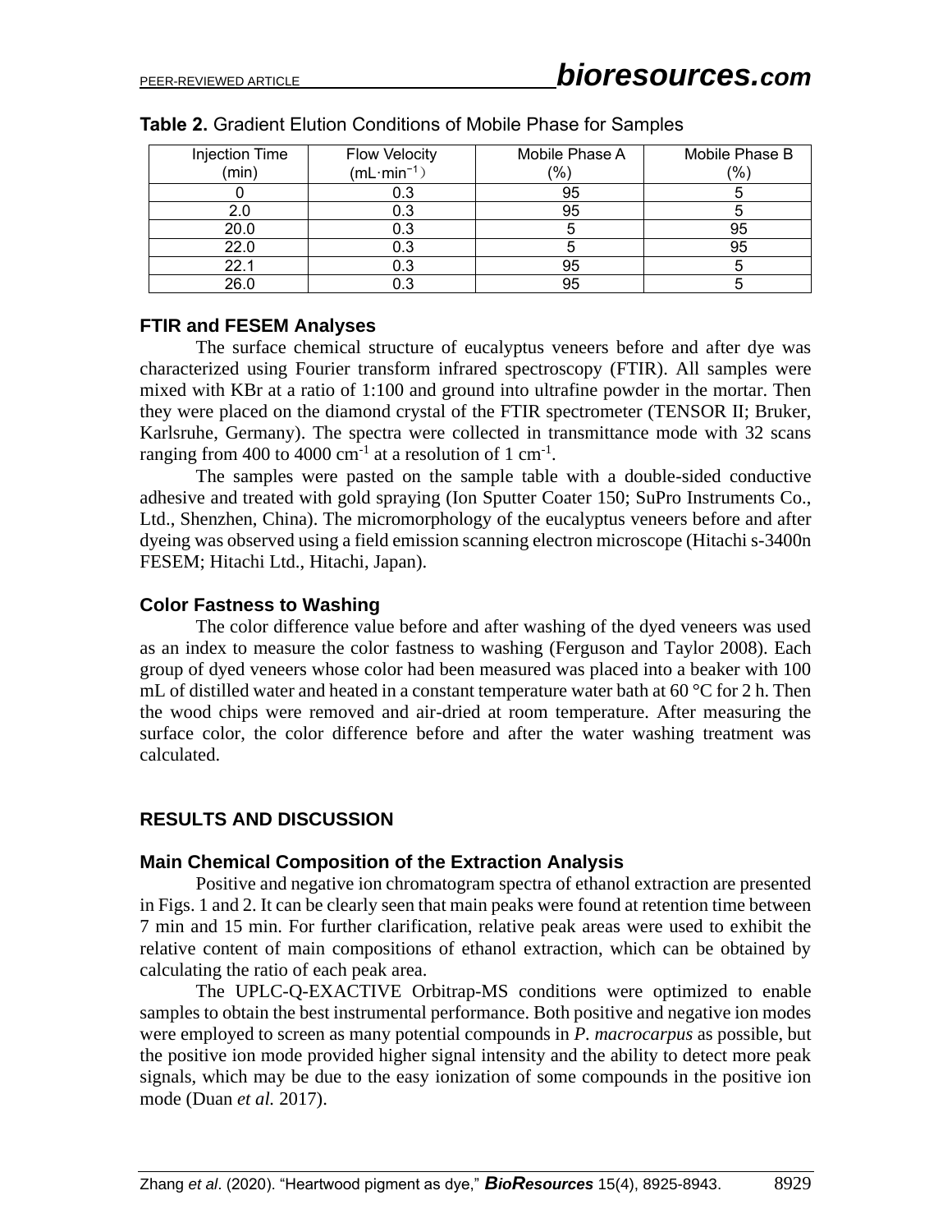**Table 2.** Gradient Elution Conditions of Mobile Phase for Samples

| Injection Time (min) | Flow Velocity (mL·min$^{-1}$) | Mobile Phase A (%) | Mobile Phase B (%) |
|---|---|---|---|
| 0 | 0.3 | 95 | 5 |
| 2.0 | 0.3 | 95 | 5 |
| 20.0 | 0.3 | 5 | 95 |
| 22.0 | 0.3 | 5 | 95 |
| 22.1 | 0.3 | 95 | 5 |
| 26.0 | 0.3 | 95 | 5 |

### FTIR and FESEM Analyses

The surface chemical structure of eucalyptus veneers before and after dye was characterized using Fourier transform infrared spectroscopy (FTIR). All samples were mixed with KBr at a ratio of 1:100 and ground into ultrafine powder in the mortar. Then they were placed on the diamond crystal of the FTIR spectrometer (TENSOR II; Bruker, Karlsruhe, Germany). The spectra were collected in transmittance mode with 32 scans ranging from 400 to 4000 cm$^{-1}$ at a resolution of 1 cm$^{-1}$.

The samples were pasted on the sample table with a double-sided conductive adhesive and treated with gold spraying (Ion Sputter Coater 150; SuPro Instruments Co., Ltd., Shenzhen, China). The micromorphology of the eucalyptus veneers before and after dyeing was observed using a field emission scanning electron microscope (Hitachi s-3400n FESEM; Hitachi Ltd., Hitachi, Japan).

### Color Fastness to Washing

The color difference value before and after washing of the dyed veneers was used as an index to measure the color fastness to washing (Ferguson and Taylor 2008). Each group of dyed veneers whose color had been measured was placed into a beaker with 100 mL of distilled water and heated in a constant temperature water bath at 60 °C for 2 h. Then the wood chips were removed and air-dried at room temperature. After measuring the surface color, the color difference before and after the water washing treatment was calculated.

## RESULTS AND DISCUSSION

### Main Chemical Composition of the Extraction Analysis

Positive and negative ion chromatogram spectra of ethanol extraction are presented in Figs. 1 and 2. It can be clearly seen that main peaks were found at retention time between 7 min and 15 min. For further clarification, relative peak areas were used to exhibit the relative content of main compositions of ethanol extraction, which can be obtained by calculating the ratio of each peak area.

The UPLC-Q-EXACTIVE Orbitrap-MS conditions were optimized to enable samples to obtain the best instrumental performance. Both positive and negative ion modes were employed to screen as many potential compounds in *P. macrocarpus* as possible, but the positive ion mode provided higher signal intensity and the ability to detect more peak signals, which may be due to the easy ionization of some compounds in the positive ion mode (Duan *et al.* 2017).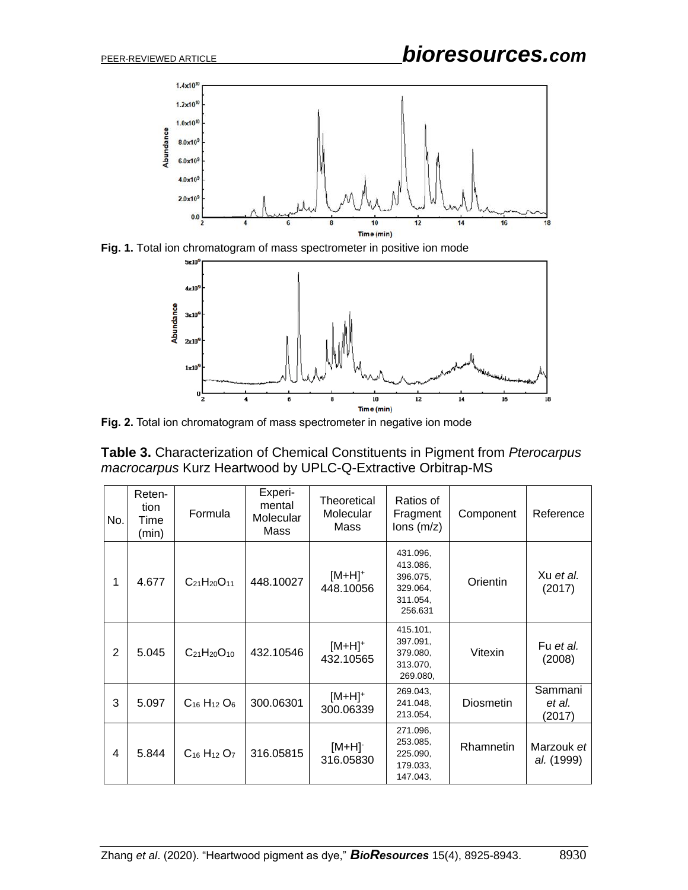Fig. 1. Total ion chromatogram of mass spectrometer in positive ion mode

Fig. 2. Total ion chromatogram of mass spectrometer in negative ion mode

**Table 3.** Characterization of Chemical Constituents in Pigment from *Pterocarpus macrocarpus* Kurz Heartwood by UPLC-Q-Extractive Orbitrap-MS

| No. | Retention Time (min) | Formula | Experimental Molecular Mass | Theoretical Molecular Mass | Ratios of Fragment Ions (m/z) | Component | Reference |
|---|---|---|---|---|---|---|---|
| 1 | 4.677 | $C_{21}H_{20}O_{11}$ | 448.10027 | $[M+H]^+$ 448.10056 | 431.096, 413.086, 396.075, 329.064, 311.054, 256.631 | Orientin | Xu *et al.* (2017) |
| 2 | 5.045 | $C_{21}H_{20}O_{10}$ | 432.10546 | $[M+H]^+$ 432.10565 | 415.101, 397.091, 379.080, 313.070, 269.080, | Vitexin | Fu *et al.* (2008) |
| 3 | 5.097 | $C_{16}H_{12}O_6$ | 300.06301 | $[M+H]^+$ 300.06339 | 269.043, 241.048, 213.054, | Diosmetin | Sammani *et al.* (2017) |
| 4 | 5.844 | $C_{16}H_{12}O_7$ | 316.05815 | $[M+H]^-$ 316.05830 | 271.096, 253.085, 225.090, 179.033, 147.043, | Rhamnetin | Marzouk *et al.* (1999) |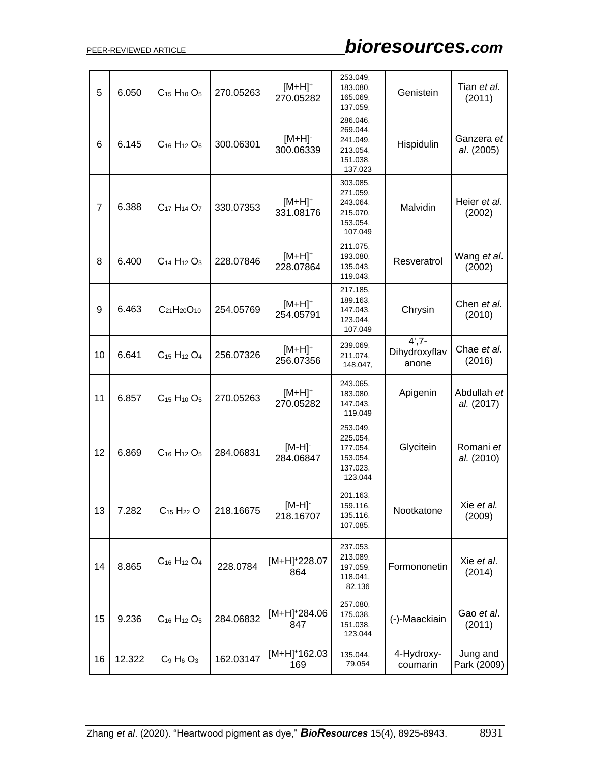| 5 | 6.050 | $C_{15}H_{10}O_5$ | 270.05263 | $[M+H]^+$ 270.05282 | 253.049, 183.080, 165.069, 137.059, | Genistein | Tian *et al.* (2011) |
|---|---|---|---|---|---|---|---|
| 6 | 6.145 | $C_{16}H_{12}O_6$ | 300.06301 | $[M+H]^-$ 300.06339 | 286.046, 269.044, 241.049, 213.054, 151.038, 137.023 | Hispidulin | Ganzera *et al*. (2005) |
| 7 | 6.388 | $C_{17}H_{14}O_7$ | 330.07353 | $[M+H]^+$ 331.08176 | 303.085, 271.059, 243.064, 215.070, 153.054, 107.049 | Malvidin | Heier *et al.* (2002) |
| 8 | 6.400 | $C_{14}H_{12}O_3$ | 228.07846 | $[M+H]^+$ 228.07864 | 211.075, 193.080, 135.043, 119.043, | Resveratrol | Wang *et al*. (2002) |
| 9 | 6.463 | $C_{21}H_{20}O_{10}$ | 254.05769 | $[M+H]^+$ 254.05791 | 217.185, 189.163, 147.043, 123.044, 107.049 | Chrysin | Chen *et al*. (2010) |
| 10 | 6.641 | $C_{15}H_{12}O_4$ | 256.07326 | $[M+H]^+$ 256.07356 | 239.069, 211.074, 148.047, | 4',7-Dihydroxyflavanone | Chae *et al*. (2016) |
| 11 | 6.857 | $C_{15}H_{10}O_5$ | 270.05263 | $[M+H]^+$ 270.05282 | 243.065, 183.080, 147.043, 119.049 | Apigenin | Abdullah *et al.* (2017) |
| 12 | 6.869 | $C_{16}H_{12}O_5$ | 284.06831 | $[M-H]^-$ 284.06847 | 253.049, 225.054, 177.054, 153.054, 137.023, 123.044 | Glycitein | Romani *et al.* (2010) |
| 13 | 7.282 | $C_{15}H_{22}O$ | 218.16675 | $[M-H]^-$ 218.16707 | 201.163, 159.116, 135.116, 107.085, | Nootkatone | Xie *et al.* (2009) |
| 14 | 8.865 | $C_{16}H_{12}O_4$ | 228.0784 | $[M+H]^+$228.07864 | 237.053, 213.089, 197.059, 118.041, 82.136 | Formononetin | Xie *et al*. (2014) |
| 15 | 9.236 | $C_{16}H_{12}O_5$ | 284.06832 | $[M+H]^+$284.06847 | 257.080, 175.038, 151.038, 123.044 | (-)-Maackiain | Gao *et al*. (2011) |
| 16 | 12.322 | $C_9H_6O_3$ | 162.03147 | $[M+H]^+$162.03169 | 135.044, 79.054 | 4-Hydroxy-coumarin | Jung and Park (2009) |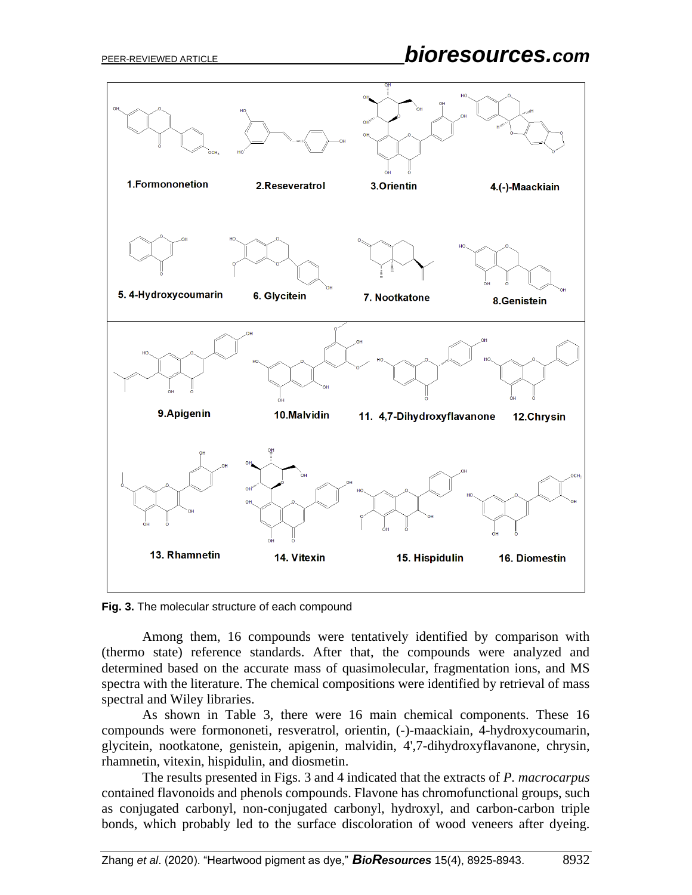**Fig. 3.** The molecular structure of each compound

Among them, 16 compounds were tentatively identified by comparison with (thermo state) reference standards. After that, the compounds were analyzed and determined based on the accurate mass of quasimolecular, fragmentation ions, and MS spectra with the literature. The chemical compositions were identified by retrieval of mass spectral and Wiley libraries.

As shown in Table 3, there were 16 main chemical components. These 16 compounds were formononeti, resveratrol, orientin, (-)-maackiain, 4-hydroxycoumarin, glycitein, nootkatone, genistein, apigenin, malvidin, 4',7-dihydroxyflavanone, chrysin, rhamnetin, vitexin, hispidulin, and diosmetin.

The results presented in Figs. 3 and 4 indicated that the extracts of *P. macrocarpus* contained flavonoids and phenols compounds. Flavone has chromofunctional groups, such as conjugated carbonyl, non-conjugated carbonyl, hydroxyl, and carbon-carbon triple bonds, which probably led to the surface discoloration of wood veneers after dyeing.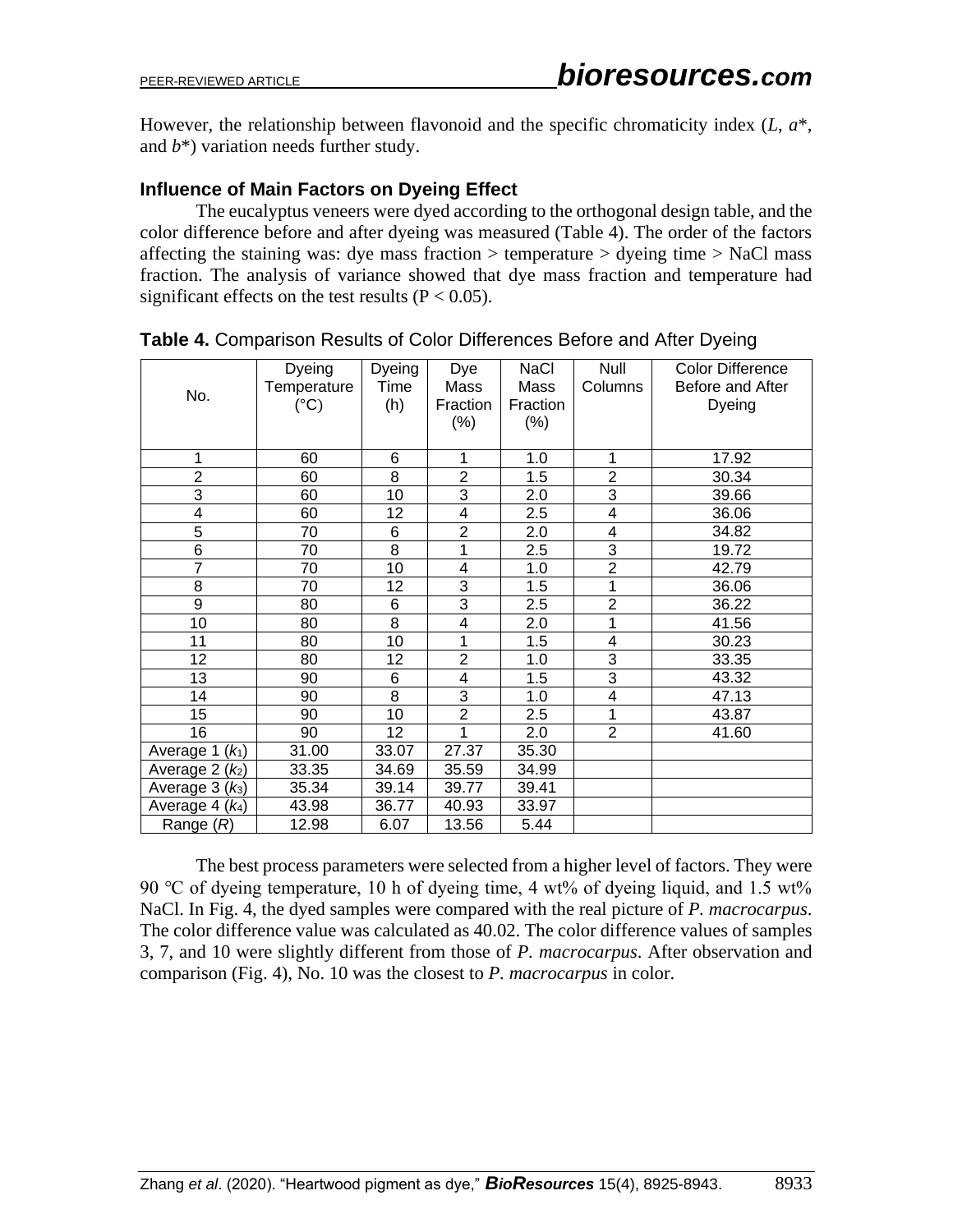However, the relationship between flavonoid and the specific chromaticity index (*L*, *a*\*, and *b*\*) variation needs further study.

### Influence of Main Factors on Dyeing Effect

The eucalyptus veneers were dyed according to the orthogonal design table, and the color difference before and after dyeing was measured (Table 4). The order of the factors affecting the staining was: dye mass fraction > temperature > dyeing time > NaCl mass fraction. The analysis of variance showed that dye mass fraction and temperature had significant effects on the test results ($P < 0.05$).

**Table 4.** Comparison Results of Color Differences Before and After Dyeing

| No. | Dyeing Temperature (°C) | Dyeing Time (h) | Dye Mass Fraction (%) | NaCl Mass Fraction (%) | Null Columns | Color Difference Before and After Dyeing |
|---|---|---|---|---|---|---|
| 1 | 60 | 6 | 1 | 1.0 | 1 | 17.92 |
| 2 | 60 | 8 | 2 | 1.5 | 2 | 30.34 |
| 3 | 60 | 10 | 3 | 2.0 | 3 | 39.66 |
| 4 | 60 | 12 | 4 | 2.5 | 4 | 36.06 |
| 5 | 70 | 6 | 2 | 2.0 | 4 | 34.82 |
| 6 | 70 | 8 | 1 | 2.5 | 3 | 19.72 |
| 7 | 70 | 10 | 4 | 1.0 | 2 | 42.79 |
| 8 | 70 | 12 | 3 | 1.5 | 1 | 36.06 |
| 9 | 80 | 6 | 3 | 2.5 | 2 | 36.22 |
| 10 | 80 | 8 | 4 | 2.0 | 1 | 41.56 |
| 11 | 80 | 10 | 1 | 1.5 | 4 | 30.23 |
| 12 | 80 | 12 | 2 | 1.0 | 3 | 33.35 |
| 13 | 90 | 6 | 4 | 1.5 | 3 | 43.32 |
| 14 | 90 | 8 | 3 | 1.0 | 4 | 47.13 |
| 15 | 90 | 10 | 2 | 2.5 | 1 | 43.87 |
| 16 | 90 | 12 | 1 | 2.0 | 2 | 41.60 |
| Average 1 ($k_1$) | 31.00 | 33.07 | 27.37 | 35.30 | | |
| Average 2 ($k_2$) | 33.35 | 34.69 | 35.59 | 34.99 | | |
| Average 3 ($k_3$) | 35.34 | 39.14 | 39.77 | 39.41 | | |
| Average 4 ($k_4$) | 43.98 | 36.77 | 40.93 | 33.97 | | |
| Range ($R$) | 12.98 | 6.07 | 13.56 | 5.44 | | |

The best process parameters were selected from a higher level of factors. They were 90 ℃ of dyeing temperature, 10 h of dyeing time, 4 wt% of dyeing liquid, and 1.5 wt% NaCl. In Fig. 4, the dyed samples were compared with the real picture of *P. macrocarpus*. The color difference value was calculated as 40.02. The color difference values of samples 3, 7, and 10 were slightly different from those of *P. macrocarpus*. After observation and comparison (Fig. 4), No. 10 was the closest to *P. macrocarpus* in color.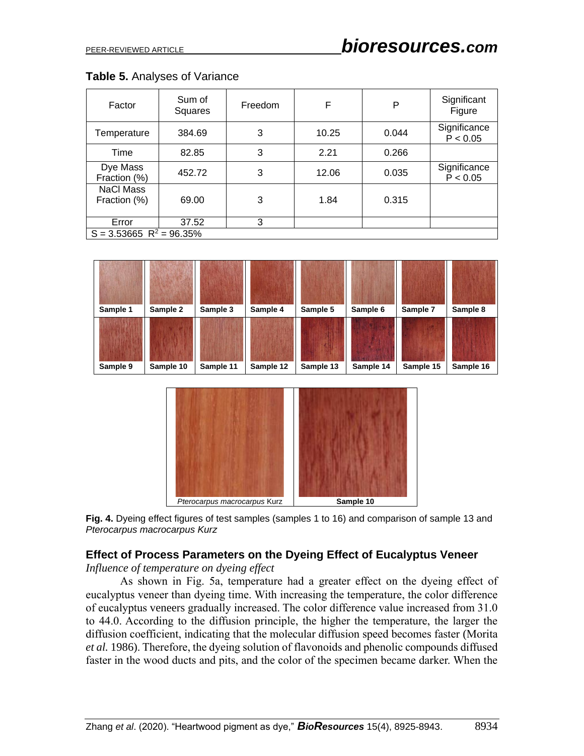**Table 5.** Analyses of Variance

| Factor | Sum of Squares | Freedom | F | P | Significant Figure |
|---|---|---|---|---|---|
| Temperature | 384.69 | 3 | 10.25 | 0.044 | Significance $P < 0.05$ |
| Time | 82.85 | 3 | 2.21 | 0.266 | |
| Dye Mass Fraction (%) | 452.72 | 3 | 12.06 | 0.035 | Significance $P < 0.05$ |
| NaCl Mass Fraction (%) | 69.00 | 3 | 1.84 | 0.315 | |
| Error | 37.52 | 3 | | | |
| $S = 3.53665$ $R^2 = 96.35\%$ | | | | | |

**Fig. 4.** Dyeing effect figures of test samples (samples 1 to 16) and comparison of sample 13 and *Pterocarpus macrocarpus Kurz*

## Effect of Process Parameters on the Dyeing Effect of Eucalyptus Veneer

*Influence of temperature on dyeing effect*

As shown in Fig. 5a, temperature had a greater effect on the dyeing effect of eucalyptus veneer than dyeing time. With increasing the temperature, the color difference of eucalyptus veneers gradually increased. The color difference value increased from 31.0 to 44.0. According to the diffusion principle, the higher the temperature, the larger the diffusion coefficient, indicating that the molecular diffusion speed becomes faster (Morita *et al.* 1986). Therefore, the dyeing solution of flavonoids and phenolic compounds diffused faster in the wood ducts and pits, and the color of the specimen became darker. When the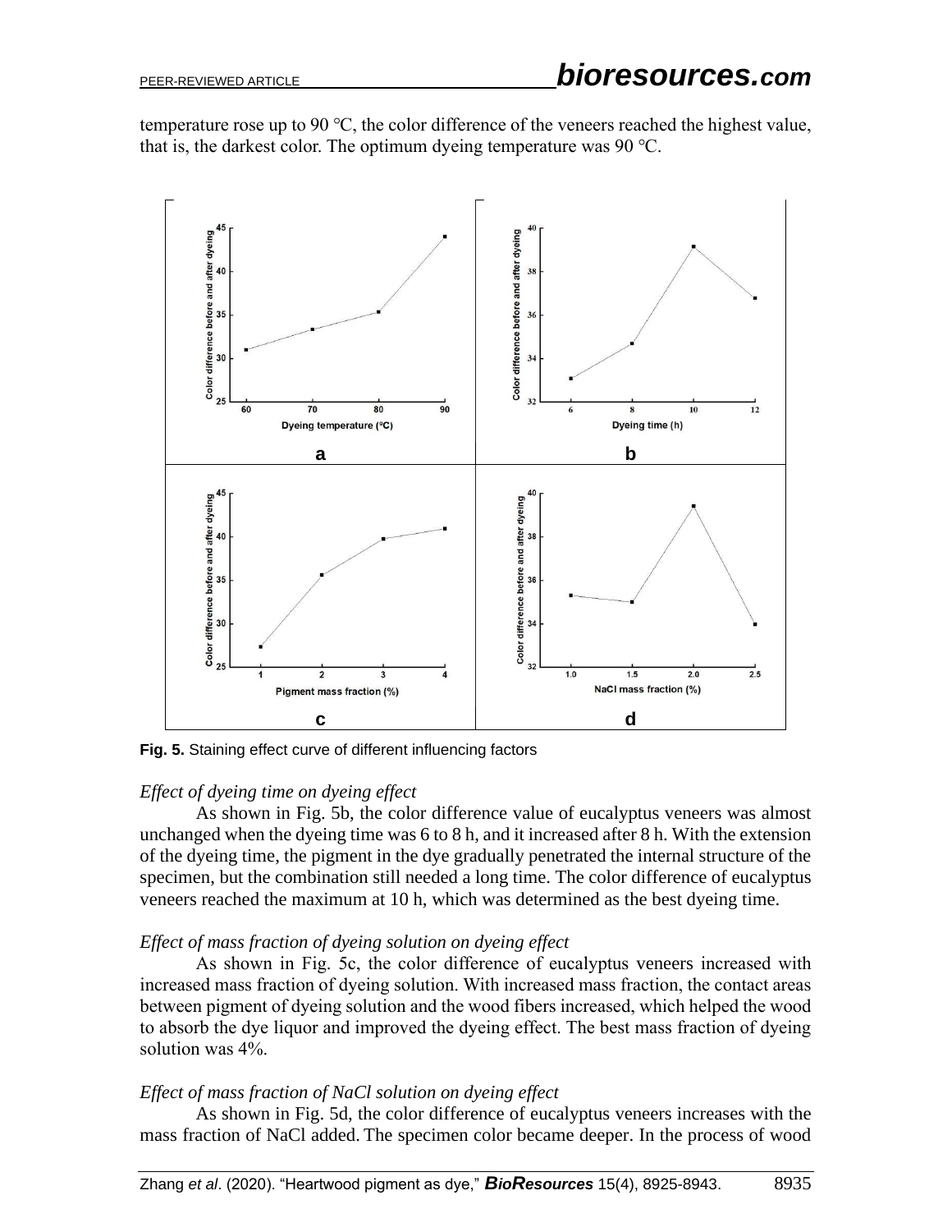temperature rose up to 90 ℃, the color difference of the veneers reached the highest value, that is, the darkest color. The optimum dyeing temperature was 90 ℃.

**Fig. 5.** Staining effect curve of different influencing factors

*Effect of dyeing time on dyeing effect*

As shown in Fig. 5b, the color difference value of eucalyptus veneers was almost unchanged when the dyeing time was 6 to 8 h, and it increased after 8 h. With the extension of the dyeing time, the pigment in the dye gradually penetrated the internal structure of the specimen, but the combination still needed a long time. The color difference of eucalyptus veneers reached the maximum at 10 h, which was determined as the best dyeing time.

*Effect of mass fraction of dyeing solution on dyeing effect*

As shown in Fig. 5c, the color difference of eucalyptus veneers increased with increased mass fraction of dyeing solution. With increased mass fraction, the contact areas between pigment of dyeing solution and the wood fibers increased, which helped the wood to absorb the dye liquor and improved the dyeing effect. The best mass fraction of dyeing solution was 4%.

*Effect of mass fraction of NaCl solution on dyeing effect*

As shown in Fig. 5d, the color difference of eucalyptus veneers increases with the mass fraction of NaCl added. The specimen color became deeper. In the process of wood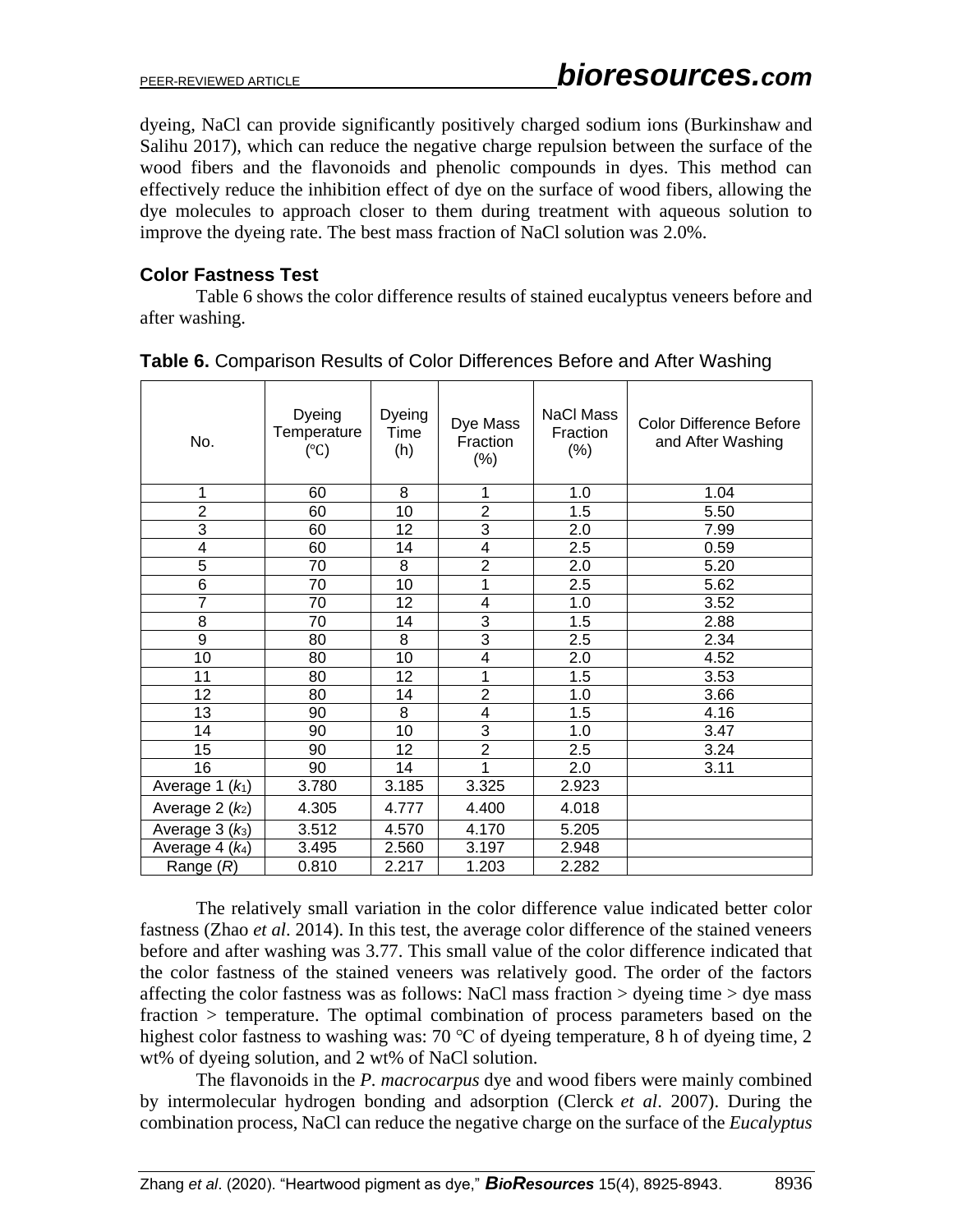dyeing, NaCl can provide significantly positively charged sodium ions (Burkinshaw and Salihu 2017), which can reduce the negative charge repulsion between the surface of the wood fibers and the flavonoids and phenolic compounds in dyes. This method can effectively reduce the inhibition effect of dye on the surface of wood fibers, allowing the dye molecules to approach closer to them during treatment with aqueous solution to improve the dyeing rate. The best mass fraction of NaCl solution was 2.0%.

### Color Fastness Test

Table 6 shows the color difference results of stained eucalyptus veneers before and after washing.

**Table 6.** Comparison Results of Color Differences Before and After Washing

| No. | Dyeing Temperature (℃) | Dyeing Time (h) | Dye Mass Fraction (%) | NaCl Mass Fraction (%) | Color Difference Before and After Washing |
|---|---|---|---|---|---|
| 1 | 60 | 8 | 1 | 1.0 | 1.04 |
| 2 | 60 | 10 | 2 | 1.5 | 5.50 |
| 3 | 60 | 12 | 3 | 2.0 | 7.99 |
| 4 | 60 | 14 | 4 | 2.5 | 0.59 |
| 5 | 70 | 8 | 2 | 2.0 | 5.20 |
| 6 | 70 | 10 | 1 | 2.5 | 5.62 |
| 7 | 70 | 12 | 4 | 1.0 | 3.52 |
| 8 | 70 | 14 | 3 | 1.5 | 2.88 |
| 9 | 80 | 8 | 3 | 2.5 | 2.34 |
| 10 | 80 | 10 | 4 | 2.0 | 4.52 |
| 11 | 80 | 12 | 1 | 1.5 | 3.53 |
| 12 | 80 | 14 | 2 | 1.0 | 3.66 |
| 13 | 90 | 8 | 4 | 1.5 | 4.16 |
| 14 | 90 | 10 | 3 | 1.0 | 3.47 |
| 15 | 90 | 12 | 2 | 2.5 | 3.24 |
| 16 | 90 | 14 | 1 | 2.0 | 3.11 |
| Average 1 ($k_1$) | 3.780 | 3.185 | 3.325 | 2.923 | |
| Average 2 ($k_2$) | 4.305 | 4.777 | 4.400 | 4.018 | |
| Average 3 ($k_3$) | 3.512 | 4.570 | 4.170 | 5.205 | |
| Average 4 ($k_4$) | 3.495 | 2.560 | 3.197 | 2.948 | |
| Range ($R$) | 0.810 | 2.217 | 1.203 | 2.282 | |

The relatively small variation in the color difference value indicated better color fastness (Zhao *et al*. 2014). In this test, the average color difference of the stained veneers before and after washing was 3.77. This small value of the color difference indicated that the color fastness of the stained veneers was relatively good. The order of the factors affecting the color fastness was as follows: NaCl mass fraction > dyeing time > dye mass fraction > temperature. The optimal combination of process parameters based on the highest color fastness to washing was: 70 ℃ of dyeing temperature, 8 h of dyeing time, 2 wt% of dyeing solution, and 2 wt% of NaCl solution.

The flavonoids in the *P. macrocarpus* dye and wood fibers were mainly combined by intermolecular hydrogen bonding and adsorption (Clerck *et al*. 2007). During the combination process, NaCl can reduce the negative charge on the surface of the *Eucalyptus*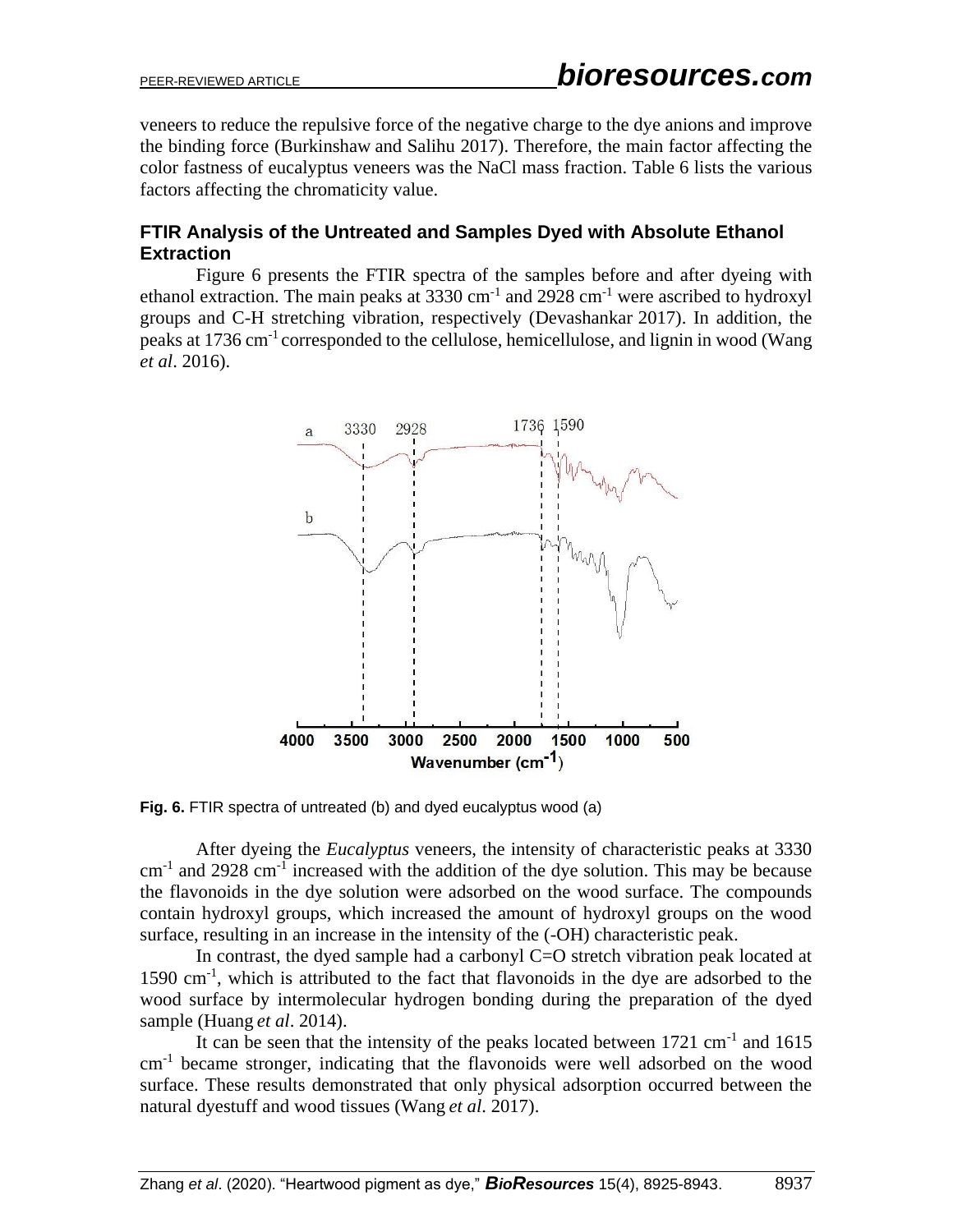veneers to reduce the repulsive force of the negative charge to the dye anions and improve the binding force (Burkinshaw and Salihu 2017). Therefore, the main factor affecting the color fastness of eucalyptus veneers was the NaCl mass fraction. Table 6 lists the various factors affecting the chromaticity value.

## FTIR Analysis of the Untreated and Samples Dyed with Absolute Ethanol Extraction

Figure 6 presents the FTIR spectra of the samples before and after dyeing with ethanol extraction. The main peaks at 3330 $cm^{-1}$ and 2928 $cm^{-1}$ were ascribed to hydroxyl groups and C-H stretching vibration, respectively (Devashankar 2017). In addition, the peaks at 1736 $cm^{-1}$ corresponded to the cellulose, hemicellulose, and lignin in wood (Wang *et al*. 2016).

**Fig. 6.** FTIR spectra of untreated (b) and dyed eucalyptus wood (a)

After dyeing the *Eucalyptus* veneers, the intensity of characteristic peaks at 3330 $cm^{-1}$ and 2928 $cm^{-1}$ increased with the addition of the dye solution. This may be because the flavonoids in the dye solution were adsorbed on the wood surface. The compounds contain hydroxyl groups, which increased the amount of hydroxyl groups on the wood surface, resulting in an increase in the intensity of the (-OH) characteristic peak.

In contrast, the dyed sample had a carbonyl C=O stretch vibration peak located at 1590 $cm^{-1}$, which is attributed to the fact that flavonoids in the dye are adsorbed to the wood surface by intermolecular hydrogen bonding during the preparation of the dyed sample (Huang *et al*. 2014).

It can be seen that the intensity of the peaks located between 1721 $cm^{-1}$ and 1615 $cm^{-1}$ became stronger, indicating that the flavonoids were well adsorbed on the wood surface. These results demonstrated that only physical adsorption occurred between the natural dyestuff and wood tissues (Wang *et al*. 2017).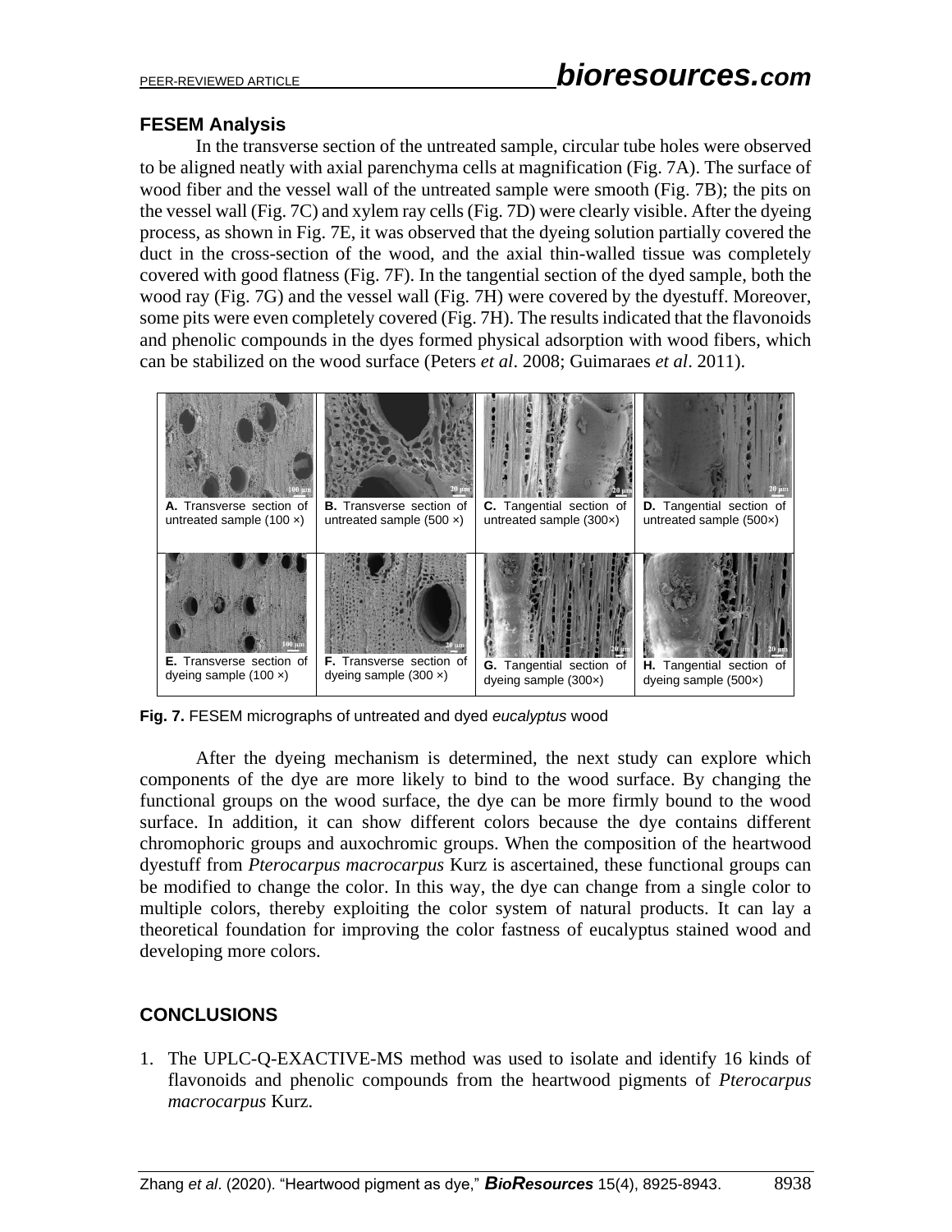## FESEM Analysis

In the transverse section of the untreated sample, circular tube holes were observed to be aligned neatly with axial parenchyma cells at magnification (Fig. 7A). The surface of wood fiber and the vessel wall of the untreated sample were smooth (Fig. 7B); the pits on the vessel wall (Fig. 7C) and xylem ray cells (Fig. 7D) were clearly visible. After the dyeing process, as shown in Fig. 7E, it was observed that the dyeing solution partially covered the duct in the cross-section of the wood, and the axial thin-walled tissue was completely covered with good flatness (Fig. 7F). In the tangential section of the dyed sample, both the wood ray (Fig. 7G) and the vessel wall (Fig. 7H) were covered by the dyestuff. Moreover, some pits were even completely covered (Fig. 7H). The results indicated that the flavonoids and phenolic compounds in the dyes formed physical adsorption with wood fibers, which can be stabilized on the wood surface (Peters *et al*. 2008; Guimaraes *et al*. 2011).

| | | | |
|---|---|---|---|
| **A.** Transverse section of untreated sample (100 ×) | **B.** Transverse section of untreated sample (500 ×) | **C.** Tangential section of untreated sample (300×) | **D.** Tangential section of untreated sample (500×) |
| **E.** Transverse section of dyeing sample (100 ×) | **F.** Transverse section of dyeing sample (300 ×) | **G.** Tangential section of dyeing sample (300×) | **H.** Tangential section of dyeing sample (500×) |

**Fig. 7.** FESEM micrographs of untreated and dyed *eucalyptus* wood

After the dyeing mechanism is determined, the next study can explore which components of the dye are more likely to bind to the wood surface. By changing the functional groups on the wood surface, the dye can be more firmly bound to the wood surface. In addition, it can show different colors because the dye contains different chromophoric groups and auxochromic groups. When the composition of the heartwood dyestuff from *Pterocarpus macrocarpus* Kurz is ascertained, these functional groups can be modified to change the color. In this way, the dye can change from a single color to multiple colors, thereby exploiting the color system of natural products. It can lay a theoretical foundation for improving the color fastness of eucalyptus stained wood and developing more colors.

## CONCLUSIONS

1. The UPLC-Q-EXACTIVE-MS method was used to isolate and identify 16 kinds of flavonoids and phenolic compounds from the heartwood pigments of *Pterocarpus macrocarpus* Kurz.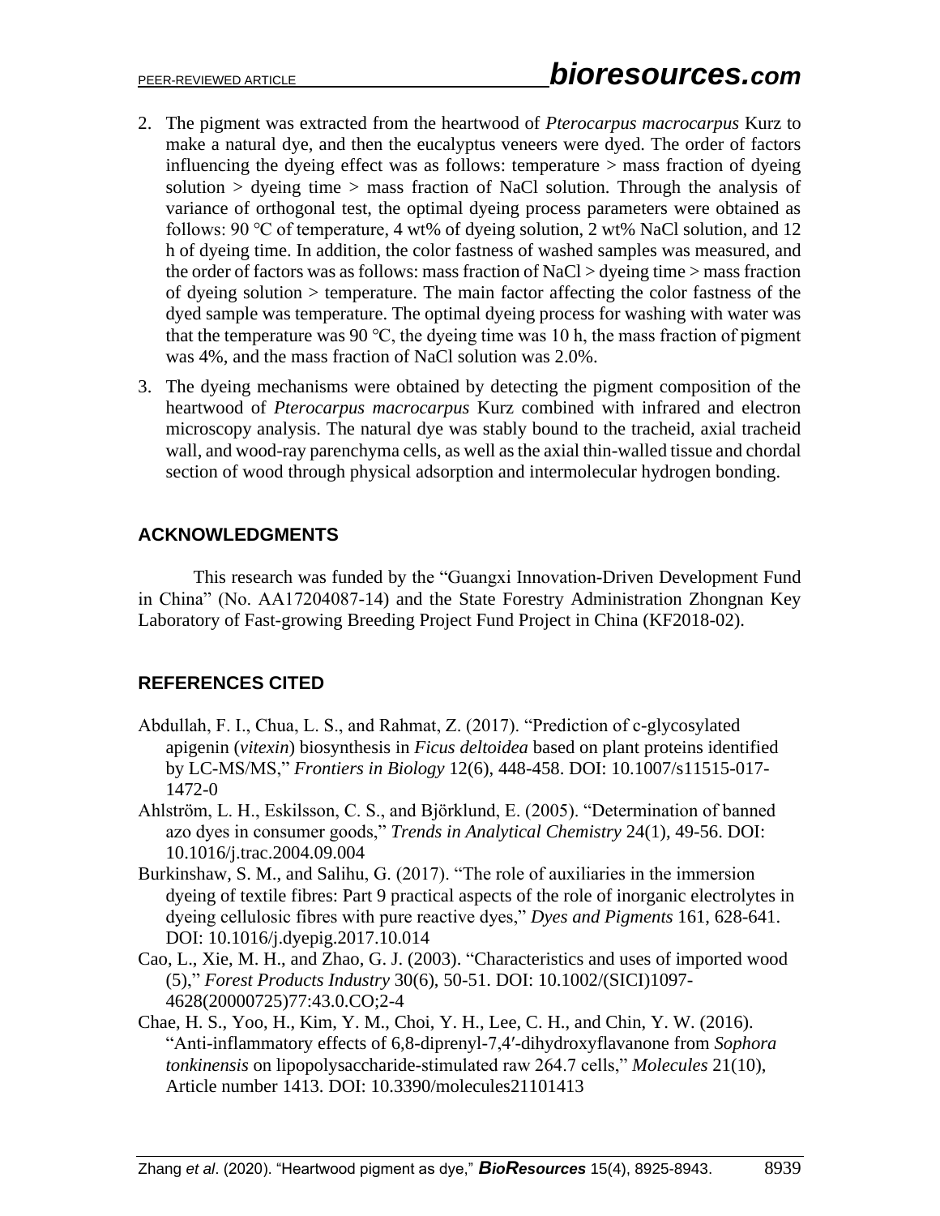2. The pigment was extracted from the heartwood of *Pterocarpus macrocarpus* Kurz to make a natural dye, and then the eucalyptus veneers were dyed. The order of factors influencing the dyeing effect was as follows: temperature > mass fraction of dyeing solution > dyeing time > mass fraction of NaCl solution. Through the analysis of variance of orthogonal test, the optimal dyeing process parameters were obtained as follows: 90 °C of temperature, 4 wt% of dyeing solution, 2 wt% NaCl solution, and 12 h of dyeing time. In addition, the color fastness of washed samples was measured, and the order of factors was as follows: mass fraction of NaCl > dyeing time > mass fraction of dyeing solution > temperature. The main factor affecting the color fastness of the dyed sample was temperature. The optimal dyeing process for washing with water was that the temperature was 90 °C, the dyeing time was 10 h, the mass fraction of pigment was 4%, and the mass fraction of NaCl solution was 2.0%.
3. The dyeing mechanisms were obtained by detecting the pigment composition of the heartwood of *Pterocarpus macrocarpus* Kurz combined with infrared and electron microscopy analysis. The natural dye was stably bound to the tracheid, axial tracheid wall, and wood-ray parenchyma cells, as well as the axial thin-walled tissue and chordal section of wood through physical adsorption and intermolecular hydrogen bonding.

## ACKNOWLEDGMENTS

This research was funded by the "Guangxi Innovation-Driven Development Fund in China" (No. AA17204087-14) and the State Forestry Administration Zhongnan Key Laboratory of Fast-growing Breeding Project Fund Project in China (KF2018-02).

## REFERENCES CITED

Abdullah, F. I., Chua, L. S., and Rahmat, Z. (2017). "Prediction of c-glycosylated apigenin (*vitexin*) biosynthesis in *Ficus deltoidea* based on plant proteins identified by LC-MS/MS," *Frontiers in Biology* 12(6), 448-458. DOI: 10.1007/s11515-017-1472-0

Ahlström, L. H., Eskilsson, C. S., and Björklund, E. (2005). "Determination of banned azo dyes in consumer goods," *Trends in Analytical Chemistry* 24(1), 49-56. DOI: 10.1016/j.trac.2004.09.004

Burkinshaw, S. M., and Salihu, G. (2017). "The role of auxiliaries in the immersion dyeing of textile fibres: Part 9 practical aspects of the role of inorganic electrolytes in dyeing cellulosic fibres with pure reactive dyes," *Dyes and Pigments* 161, 628-641. DOI: 10.1016/j.dyepig.2017.10.014

Cao, L., Xie, M. H., and Zhao, G. J. (2003). "Characteristics and uses of imported wood (5)," *Forest Products Industry* 30(6), 50-51. DOI: 10.1002/(SICI)1097-4628(20000725)77:43.0.CO;2-4

Chae, H. S., Yoo, H., Kim, Y. M., Choi, Y. H., Lee, C. H., and Chin, Y. W. (2016). "Anti-inflammatory effects of 6,8-diprenyl-7,4′-dihydroxyflavanone from *Sophora tonkinensis* on lipopolysaccharide-stimulated raw 264.7 cells," *Molecules* 21(10), Article number 1413. DOI: 10.3390/molecules21101413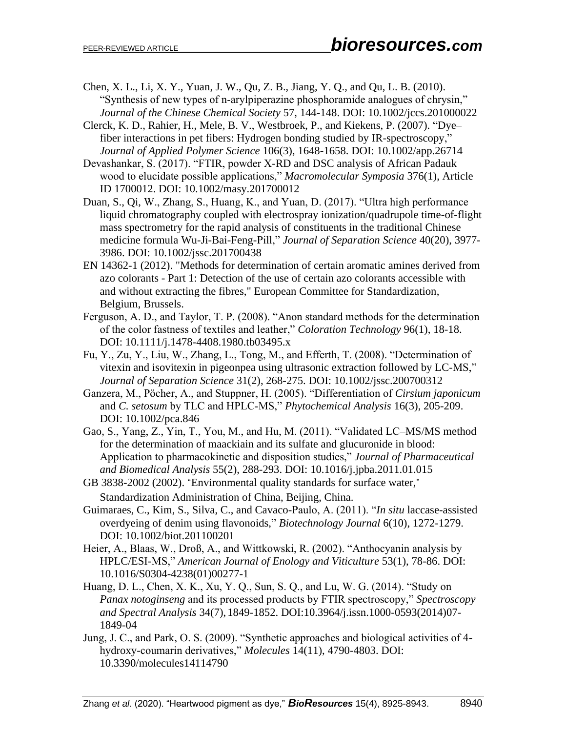Chen, X. L., Li, X. Y., Yuan, J. W., Qu, Z. B., Jiang, Y. Q., and Qu, L. B. (2010). "Synthesis of new types of n-arylpiperazine phosphoramide analogues of chrysin," *Journal of the Chinese Chemical Society* 57, 144-148. DOI: 10.1002/jccs.201000022

Clerck, K. D., Rahier, H., Mele, B. V., Westbroek, P., and Kiekens, P. (2007). "Dye–fiber interactions in pet fibers: Hydrogen bonding studied by IR-spectroscopy," *Journal of Applied Polymer Science* 106(3), 1648-1658. DOI: 10.1002/app.26714

Devashankar, S. (2017). "FTIR, powder X-RD and DSC analysis of African Padauk wood to elucidate possible applications," *Macromolecular Symposia* 376(1), Article ID 1700012. DOI: 10.1002/masy.201700012

Duan, S., Qi, W., Zhang, S., Huang, K., and Yuan, D. (2017). "Ultra high performance liquid chromatography coupled with electrospray ionization/quadrupole time-of-flight mass spectrometry for the rapid analysis of constituents in the traditional Chinese medicine formula Wu-Ji-Bai-Feng-Pill," *Journal of Separation Science* 40(20), 3977-3986. DOI: 10.1002/jssc.201700438

EN 14362-1 (2012). "Methods for determination of certain aromatic amines derived from azo colorants - Part 1: Detection of the use of certain azo colorants accessible with and without extracting the fibres," European Committee for Standardization, Belgium, Brussels.

Ferguson, A. D., and Taylor, T. P. (2008). "Anon standard methods for the determination of the color fastness of textiles and leather," *Coloration Technology* 96(1), 18-18. DOI: 10.1111/j.1478-4408.1980.tb03495.x

Fu, Y., Zu, Y., Liu, W., Zhang, L., Tong, M., and Efferth, T. (2008). "Determination of vitexin and isovitexin in pigeonpea using ultrasonic extraction followed by LC-MS," *Journal of Separation Science* 31(2), 268-275. DOI: 10.1002/jssc.200700312

Ganzera, M., Pöcher, A., and Stuppner, H. (2005). "Differentiation of *Cirsium japonicum* and *C. setosum* by TLC and HPLC-MS," *Phytochemical Analysis* 16(3), 205-209. DOI: 10.1002/pca.846

Gao, S., Yang, Z., Yin, T., You, M., and Hu, M. (2011). "Validated LC–MS/MS method for the determination of maackiain and its sulfate and glucuronide in blood: Application to pharmacokinetic and disposition studies," *Journal of Pharmaceutical and Biomedical Analysis* 55(2), 288-293. DOI: 10.1016/j.jpba.2011.01.015

GB 3838-2002 (2002). "Environmental quality standards for surface water," Standardization Administration of China, Beijing, China.

Guimaraes, C., Kim, S., Silva, C., and Cavaco-Paulo, A. (2011). "*In situ* laccase-assisted overdyeing of denim using flavonoids," *Biotechnology Journal* 6(10), 1272-1279. DOI: 10.1002/biot.201100201

Heier, A., Blaas, W., Droß, A., and Wittkowski, R. (2002). "Anthocyanin analysis by HPLC/ESI-MS," *American Journal of Enology and Viticulture* 53(1), 78-86. DOI: 10.1016/S0304-4238(01)00277-1

Huang, D. L., Chen, X. K., Xu, Y. Q., Sun, S. Q., and Lu, W. G. (2014). "Study on *Panax notoginseng* and its processed products by FTIR spectroscopy," *Spectroscopy and Spectral Analysis* 34(7), 1849-1852. DOI:10.3964/j.issn.1000-0593(2014)07-1849-04

Jung, J. C., and Park, O. S. (2009). "Synthetic approaches and biological activities of 4-hydroxy-coumarin derivatives," *Molecules* 14(11), 4790-4803. DOI: 10.3390/molecules14114790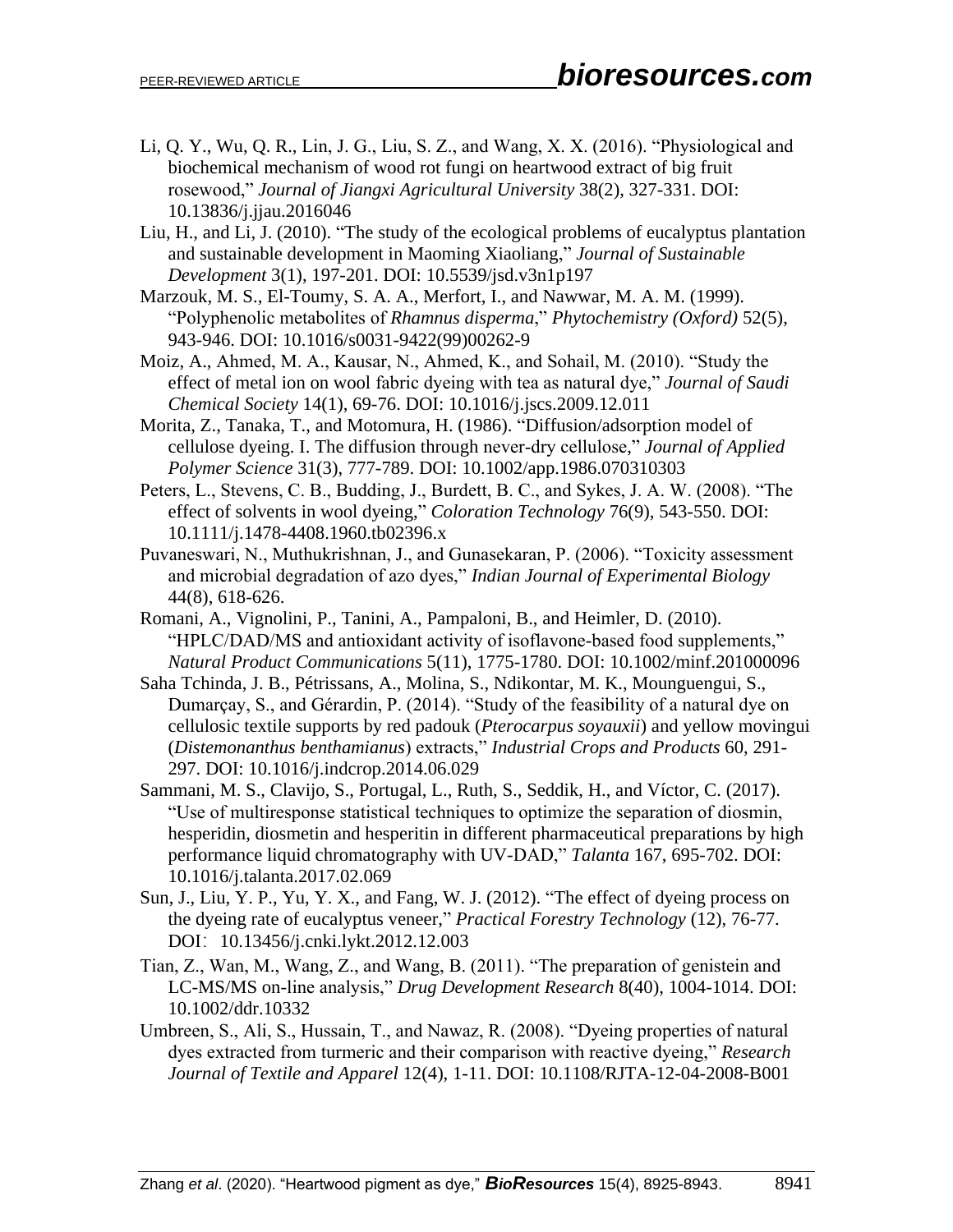Li, Q. Y., Wu, Q. R., Lin, J. G., Liu, S. Z., and Wang, X. X. (2016). "Physiological and biochemical mechanism of wood rot fungi on heartwood extract of big fruit rosewood," *Journal of Jiangxi Agricultural University* 38(2), 327-331. DOI: 10.13836/j.jjau.2016046

Liu, H., and Li, J. (2010). "The study of the ecological problems of eucalyptus plantation and sustainable development in Maoming Xiaoliang," *Journal of Sustainable Development* 3(1), 197-201. DOI: 10.5539/jsd.v3n1p197

Marzouk, M. S., El-Toumy, S. A. A., Merfort, I., and Nawwar, M. A. M. (1999). "Polyphenolic metabolites of *Rhamnus disperma*," *Phytochemistry (Oxford)* 52(5), 943-946. DOI: 10.1016/s0031-9422(99)00262-9

Moiz, A., Ahmed, M. A., Kausar, N., Ahmed, K., and Sohail, M. (2010). "Study the effect of metal ion on wool fabric dyeing with tea as natural dye," *Journal of Saudi Chemical Society* 14(1), 69-76. DOI: 10.1016/j.jscs.2009.12.011

Morita, Z., Tanaka, T., and Motomura, H. (1986). "Diffusion/adsorption model of cellulose dyeing. I. The diffusion through never-dry cellulose," *Journal of Applied Polymer Science* 31(3), 777-789. DOI: 10.1002/app.1986.070310303

Peters, L., Stevens, C. B., Budding, J., Burdett, B. C., and Sykes, J. A. W. (2008). "The effect of solvents in wool dyeing," *Coloration Technology* 76(9), 543-550. DOI: 10.1111/j.1478-4408.1960.tb02396.x

Puvaneswari, N., Muthukrishnan, J., and Gunasekaran, P. (2006). "Toxicity assessment and microbial degradation of azo dyes," *Indian Journal of Experimental Biology* 44(8), 618-626.

Romani, A., Vignolini, P., Tanini, A., Pampaloni, B., and Heimler, D. (2010). "HPLC/DAD/MS and antioxidant activity of isoflavone-based food supplements," *Natural Product Communications* 5(11), 1775-1780. DOI: 10.1002/minf.201000096

Saha Tchinda, J. B., Pétrissans, A., Molina, S., Ndikontar, M. K., Mounguengui, S., Dumarçay, S., and Gérardin, P. (2014). "Study of the feasibility of a natural dye on cellulosic textile supports by red padouk (*Pterocarpus soyauxii*) and yellow movingui (*Distemonanthus benthamianus*) extracts," *Industrial Crops and Products* 60, 291-297. DOI: 10.1016/j.indcrop.2014.06.029

Sammani, M. S., Clavijo, S., Portugal, L., Ruth, S., Seddik, H., and Víctor, C. (2017). "Use of multiresponse statistical techniques to optimize the separation of diosmin, hesperidin, diosmetin and hesperitin in different pharmaceutical preparations by high performance liquid chromatography with UV-DAD," *Talanta* 167, 695-702. DOI: 10.1016/j.talanta.2017.02.069

Sun, J., Liu, Y. P., Yu, Y. X., and Fang, W. J. (2012). "The effect of dyeing process on the dyeing rate of eucalyptus veneer," *Practical Forestry Technology* (12), 76-77. DOI：10.13456/j.cnki.lykt.2012.12.003

Tian, Z., Wan, M., Wang, Z., and Wang, B. (2011). "The preparation of genistein and LC-MS/MS on-line analysis," *Drug Development Research* 8(40), 1004-1014. DOI: 10.1002/ddr.10332

Umbreen, S., Ali, S., Hussain, T., and Nawaz, R. (2008). "Dyeing properties of natural dyes extracted from turmeric and their comparison with reactive dyeing," *Research Journal of Textile and Apparel* 12(4), 1-11. DOI: 10.1108/RJTA-12-04-2008-B001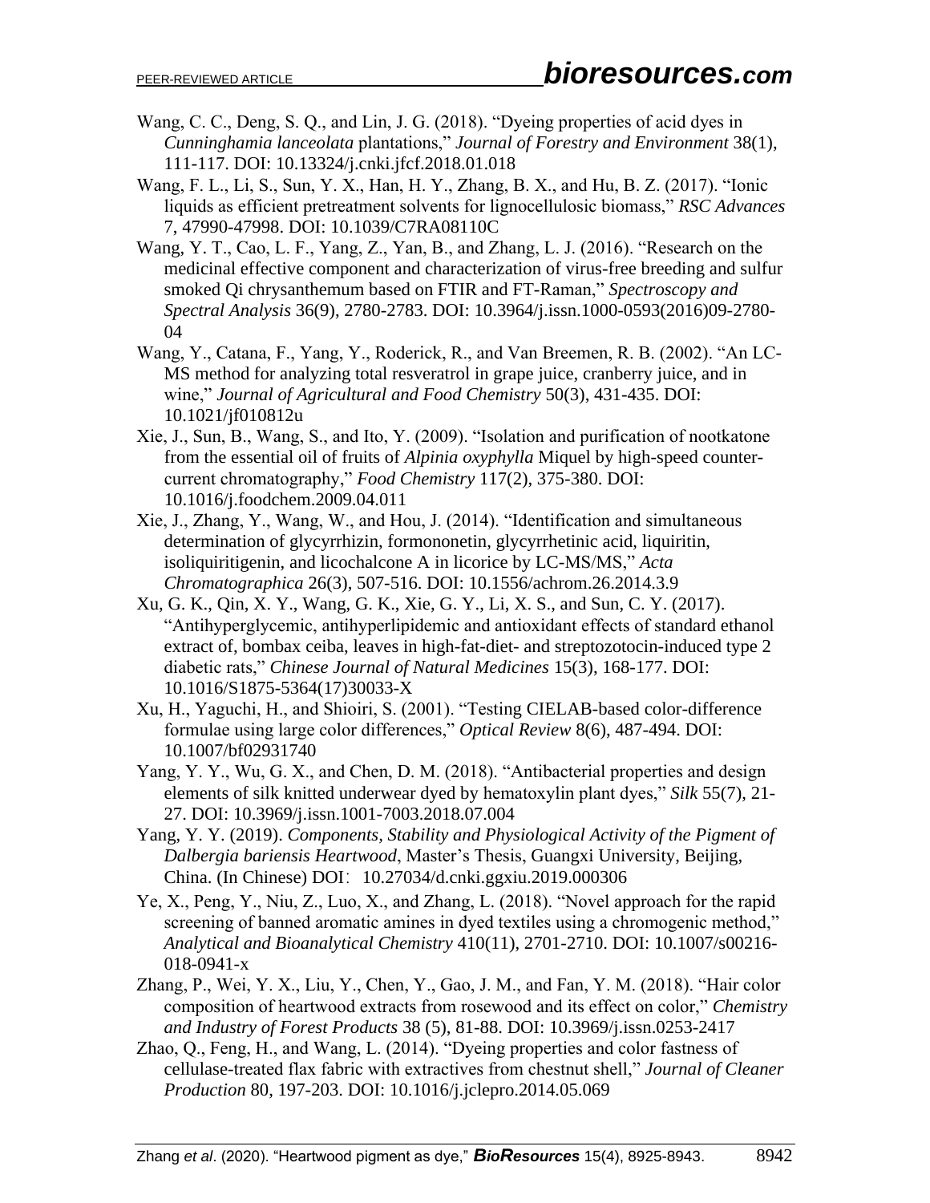Wang, C. C., Deng, S. Q., and Lin, J. G. (2018). "Dyeing properties of acid dyes in *Cunninghamia lanceolata* plantations," *Journal of Forestry and Environment* 38(1), 111-117. DOI: 10.13324/j.cnki.jfcf.2018.01.018

Wang, F. L., Li, S., Sun, Y. X., Han, H. Y., Zhang, B. X., and Hu, B. Z. (2017). "Ionic liquids as efficient pretreatment solvents for lignocellulosic biomass," *RSC Advances* 7, 47990-47998. DOI: 10.1039/C7RA08110C

Wang, Y. T., Cao, L. F., Yang, Z., Yan, B., and Zhang, L. J. (2016). "Research on the medicinal effective component and characterization of virus-free breeding and sulfur smoked Qi chrysanthemum based on FTIR and FT-Raman," *Spectroscopy and Spectral Analysis* 36(9), 2780-2783. DOI: 10.3964/j.issn.1000-0593(2016)09-2780-04

Wang, Y., Catana, F., Yang, Y., Roderick, R., and Van Breemen, R. B. (2002). "An LC-MS method for analyzing total resveratrol in grape juice, cranberry juice, and in wine," *Journal of Agricultural and Food Chemistry* 50(3), 431-435. DOI: 10.1021/jf010812u

Xie, J., Sun, B., Wang, S., and Ito, Y. (2009). "Isolation and purification of nootkatone from the essential oil of fruits of *Alpinia oxyphylla* Miquel by high-speed counter-current chromatography," *Food Chemistry* 117(2), 375-380. DOI: 10.1016/j.foodchem.2009.04.011

Xie, J., Zhang, Y., Wang, W., and Hou, J. (2014). "Identification and simultaneous determination of glycyrrhizin, formononetin, glycyrrhetinic acid, liquiritin, isoliquiritigenin, and licochalcone A in licorice by LC-MS/MS," *Acta Chromatographica* 26(3), 507-516. DOI: 10.1556/achrom.26.2014.3.9

Xu, G. K., Qin, X. Y., Wang, G. K., Xie, G. Y., Li, X. S., and Sun, C. Y. (2017). "Antihyperglycemic, antihyperlipidemic and antioxidant effects of standard ethanol extract of, bombax ceiba, leaves in high-fat-diet- and streptozotocin-induced type 2 diabetic rats," *Chinese Journal of Natural Medicines* 15(3), 168-177. DOI: 10.1016/S1875-5364(17)30033-X

Xu, H., Yaguchi, H., and Shioiri, S. (2001). "Testing CIELAB-based color-difference formulae using large color differences," *Optical Review* 8(6), 487-494. DOI: 10.1007/bf02931740

Yang, Y. Y., Wu, G. X., and Chen, D. M. (2018). "Antibacterial properties and design elements of silk knitted underwear dyed by hematoxylin plant dyes," *Silk* 55(7), 21-27. DOI: 10.3969/j.issn.1001-7003.2018.07.004

Yang, Y. Y. (2019). *Components, Stability and Physiological Activity of the Pigment of Dalbergia bariensis Heartwood*, Master's Thesis, Guangxi University, Beijing, China. (In Chinese) DOI：10.27034/d.cnki.ggxiu.2019.000306

Ye, X., Peng, Y., Niu, Z., Luo, X., and Zhang, L. (2018). "Novel approach for the rapid screening of banned aromatic amines in dyed textiles using a chromogenic method," *Analytical and Bioanalytical Chemistry* 410(11), 2701-2710. DOI: 10.1007/s00216-018-0941-x

Zhang, P., Wei, Y. X., Liu, Y., Chen, Y., Gao, J. M., and Fan, Y. M. (2018). "Hair color composition of heartwood extracts from rosewood and its effect on color," *Chemistry and Industry of Forest Products* 38 (5), 81-88. DOI: 10.3969/j.issn.0253-2417

Zhao, Q., Feng, H., and Wang, L. (2014). "Dyeing properties and color fastness of cellulase-treated flax fabric with extractives from chestnut shell," *Journal of Cleaner Production* 80, 197-203. DOI: 10.1016/j.jclepro.2014.05.069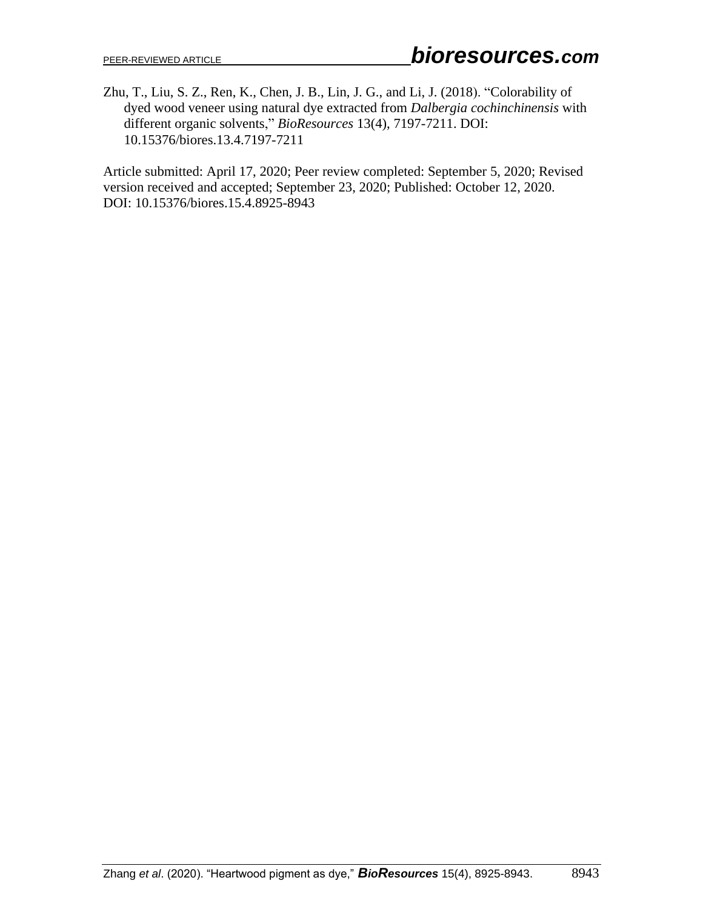Zhu, T., Liu, S. Z., Ren, K., Chen, J. B., Lin, J. G., and Li, J. (2018). "Colorability of dyed wood veneer using natural dye extracted from *Dalbergia cochinchinensis* with different organic solvents," *BioResources* 13(4), 7197-7211. DOI: 10.15376/biores.13.4.7197-7211

Article submitted: April 17, 2020; Peer review completed: September 5, 2020; Revised version received and accepted; September 23, 2020; Published: October 12, 2020.
DOI: 10.15376/biores.15.4.8925-8943